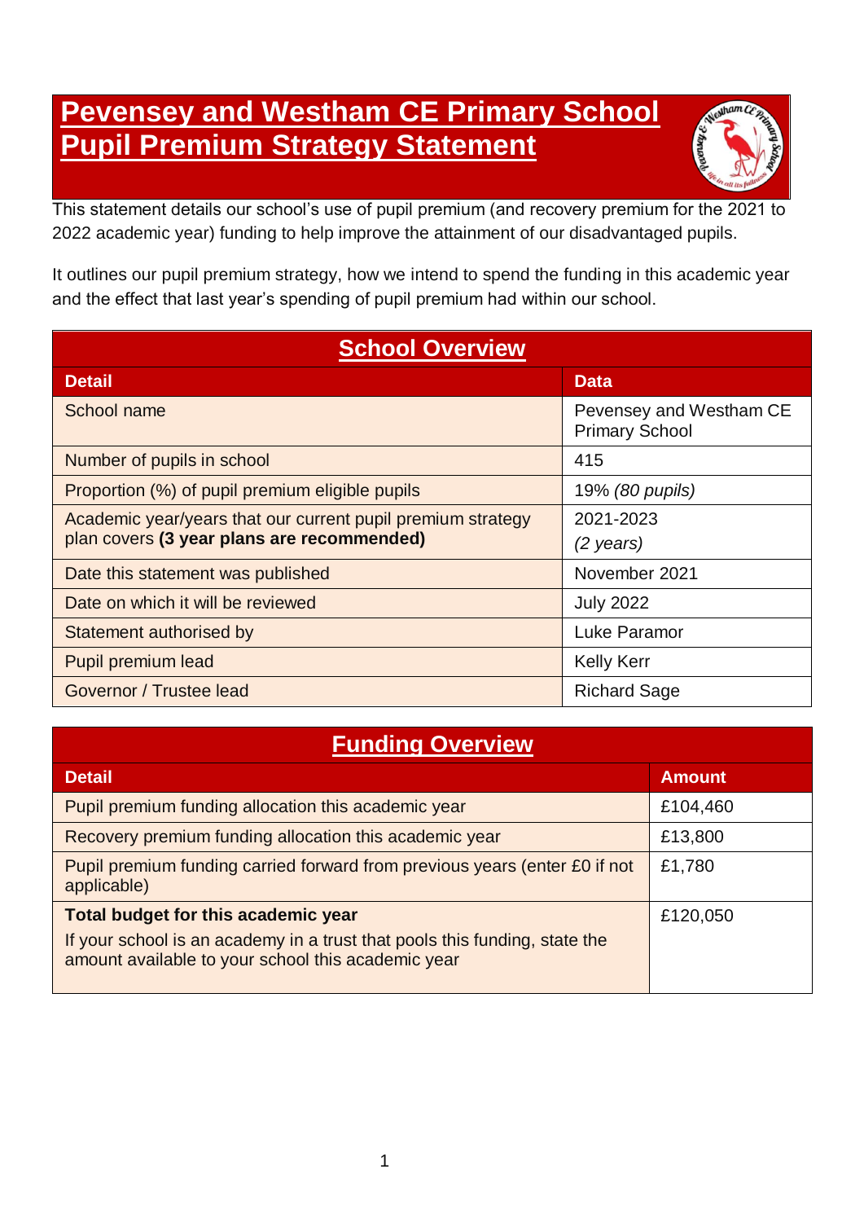# Pevensey and Westham CE Primary School Pupil Premium Strategy Statement

This statement details our school's use of pupil premium (and recovery premium for the 2021 to 2022 academic year) funding to help improve the attainment of our disadvantaged pupils.

It outlines our pupil premium strategy, how we intend to spend the funding in this academic year and the effect that last year's spending of pupil premium had within our school.

## School Overview

| Detail | Data |
|---|---|
| School name | Pevensey and Westham CE Primary School |
| Number of pupils in school | 415 |
| Proportion (%) of pupil premium eligible pupils | 19% *(80 pupils)* |
| Academic year/years that our current pupil premium strategy plan covers **(3 year plans are recommended)** | 2021-2023 *(2 years)* |
| Date this statement was published | November 2021 |
| Date on which it will be reviewed | July 2022 |
| Statement authorised by | Luke Paramor |
| Pupil premium lead | Kelly Kerr |
| Governor / Trustee lead | Richard Sage |

## Funding Overview

| Detail | Amount |
|---|---|
| Pupil premium funding allocation this academic year | £104,460 |
| Recovery premium funding allocation this academic year | £13,800 |
| Pupil premium funding carried forward from previous years (enter £0 if not applicable) | £1,780 |
| **Total budget for this academic year** If your school is an academy in a trust that pools this funding, state the amount available to your school this academic year | £120,050 |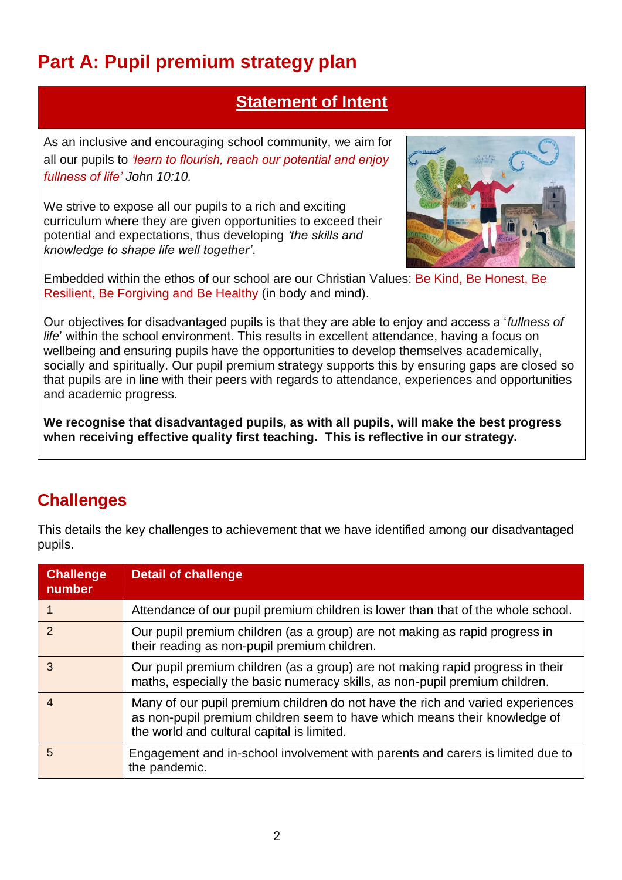# Part A: Pupil premium strategy plan

## Statement of Intent

As an inclusive and encouraging school community, we aim for all our pupils to *'learn to flourish, reach our potential and enjoy fullness of life' John 10:10.*

We strive to expose all our pupils to a rich and exciting curriculum where they are given opportunities to exceed their potential and expectations, thus developing *'the skills and knowledge to shape life well together'*.

Embedded within the ethos of our school are our Christian Values: Be Kind, Be Honest, Be Resilient, Be Forgiving and Be Healthy (in body and mind).

Our objectives for disadvantaged pupils is that they are able to enjoy and access a '*fullness of life*' within the school environment. This results in excellent attendance, having a focus on wellbeing and ensuring pupils have the opportunities to develop themselves academically, socially and spiritually. Our pupil premium strategy supports this by ensuring gaps are closed so that pupils are in line with their peers with regards to attendance, experiences and opportunities and academic progress.

**We recognise that disadvantaged pupils, as with all pupils, will make the best progress when receiving effective quality first teaching. This is reflective in our strategy.**

## Challenges

This details the key challenges to achievement that we have identified among our disadvantaged pupils.

| Challenge number | Detail of challenge |
|---|---|
| 1 | Attendance of our pupil premium children is lower than that of the whole school. |
| 2 | Our pupil premium children (as a group) are not making as rapid progress in their reading as non-pupil premium children. |
| 3 | Our pupil premium children (as a group) are not making rapid progress in their maths, especially the basic numeracy skills, as non-pupil premium children. |
| 4 | Many of our pupil premium children do not have the rich and varied experiences as non-pupil premium children seem to have which means their knowledge of the world and cultural capital is limited. |
| 5 | Engagement and in-school involvement with parents and carers is limited due to the pandemic. |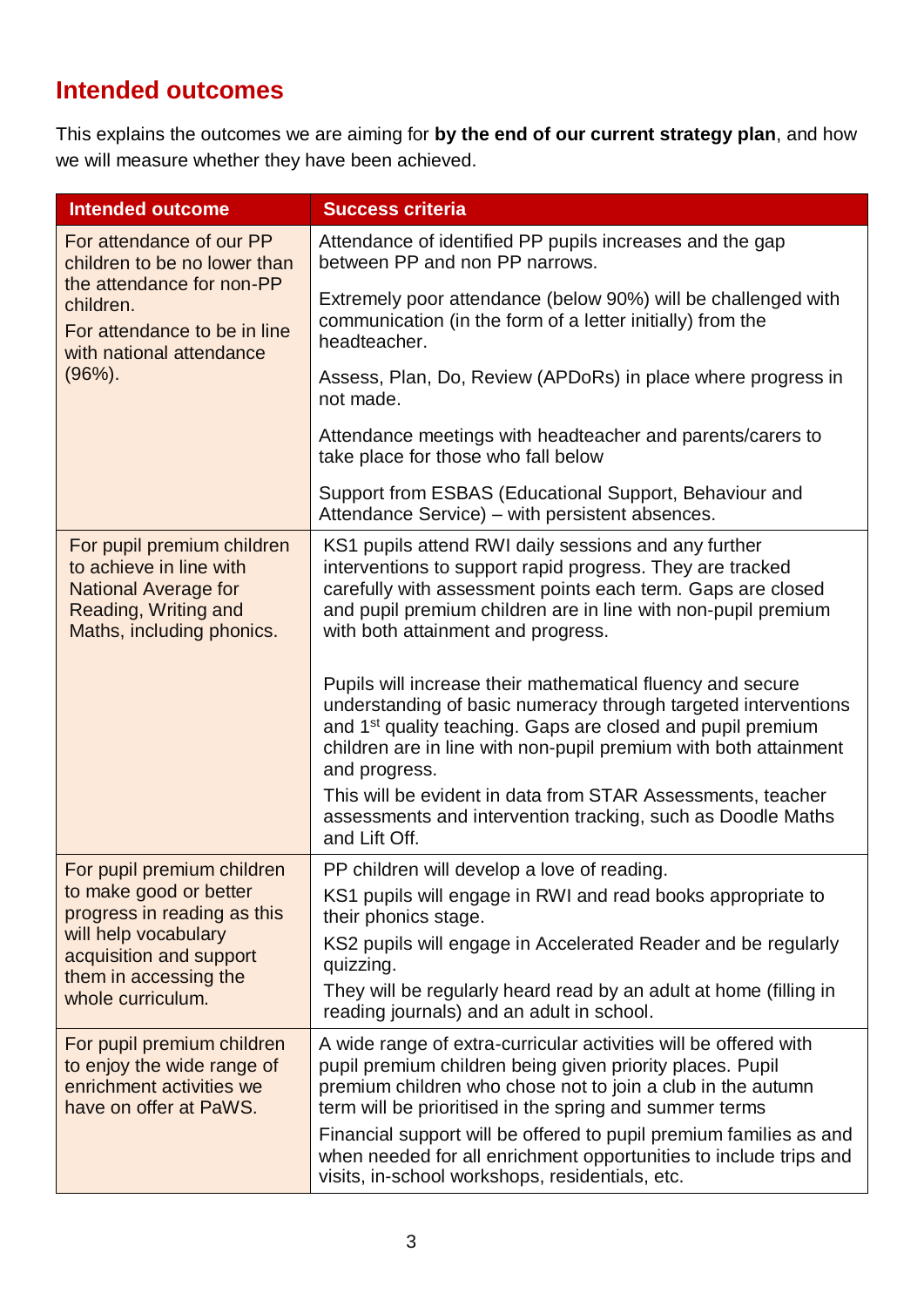## Intended outcomes

This explains the outcomes we are aiming for **by the end of our current strategy plan**, and how we will measure whether they have been achieved.

| Intended outcome | Success criteria |
| --- | --- |
| For attendance of our PP children to be no lower than the attendance for non-PP children.<br><br>For attendance to be in line with national attendance (96%). | Attendance of identified PP pupils increases and the gap between PP and non PP narrows.<br><br>Extremely poor attendance (below 90%) will be challenged with communication (in the form of a letter initially) from the headteacher.<br><br>Assess, Plan, Do, Review (APDoRs) in place where progress in not made.<br><br>Attendance meetings with headteacher and parents/carers to take place for those who fall below<br><br>Support from ESBAS (Educational Support, Behaviour and Attendance Service) – with persistent absences. |
| For pupil premium children to achieve in line with National Average for Reading, Writing and Maths, including phonics. | KS1 pupils attend RWI daily sessions and any further interventions to support rapid progress. They are tracked carefully with assessment points each term. Gaps are closed and pupil premium children are in line with non-pupil premium with both attainment and progress.<br><br>Pupils will increase their mathematical fluency and secure understanding of basic numeracy through targeted interventions and 1st quality teaching. Gaps are closed and pupil premium children are in line with non-pupil premium with both attainment and progress.<br><br>This will be evident in data from STAR Assessments, teacher assessments and intervention tracking, such as Doodle Maths and Lift Off. |
| For pupil premium children to make good or better progress in reading as this will help vocabulary acquisition and support them in accessing the whole curriculum. | PP children will develop a love of reading.<br><br>KS1 pupils will engage in RWI and read books appropriate to their phonics stage.<br><br>KS2 pupils will engage in Accelerated Reader and be regularly quizzing.<br><br>They will be regularly heard read by an adult at home (filling in reading journals) and an adult in school. |
| For pupil premium children to enjoy the wide range of enrichment activities we have on offer at PaWS. | A wide range of extra-curricular activities will be offered with pupil premium children being given priority places. Pupil premium children who chose not to join a club in the autumn term will be prioritised in the spring and summer terms<br><br>Financial support will be offered to pupil premium families as and when needed for all enrichment opportunities to include trips and visits, in-school workshops, residentials, etc. |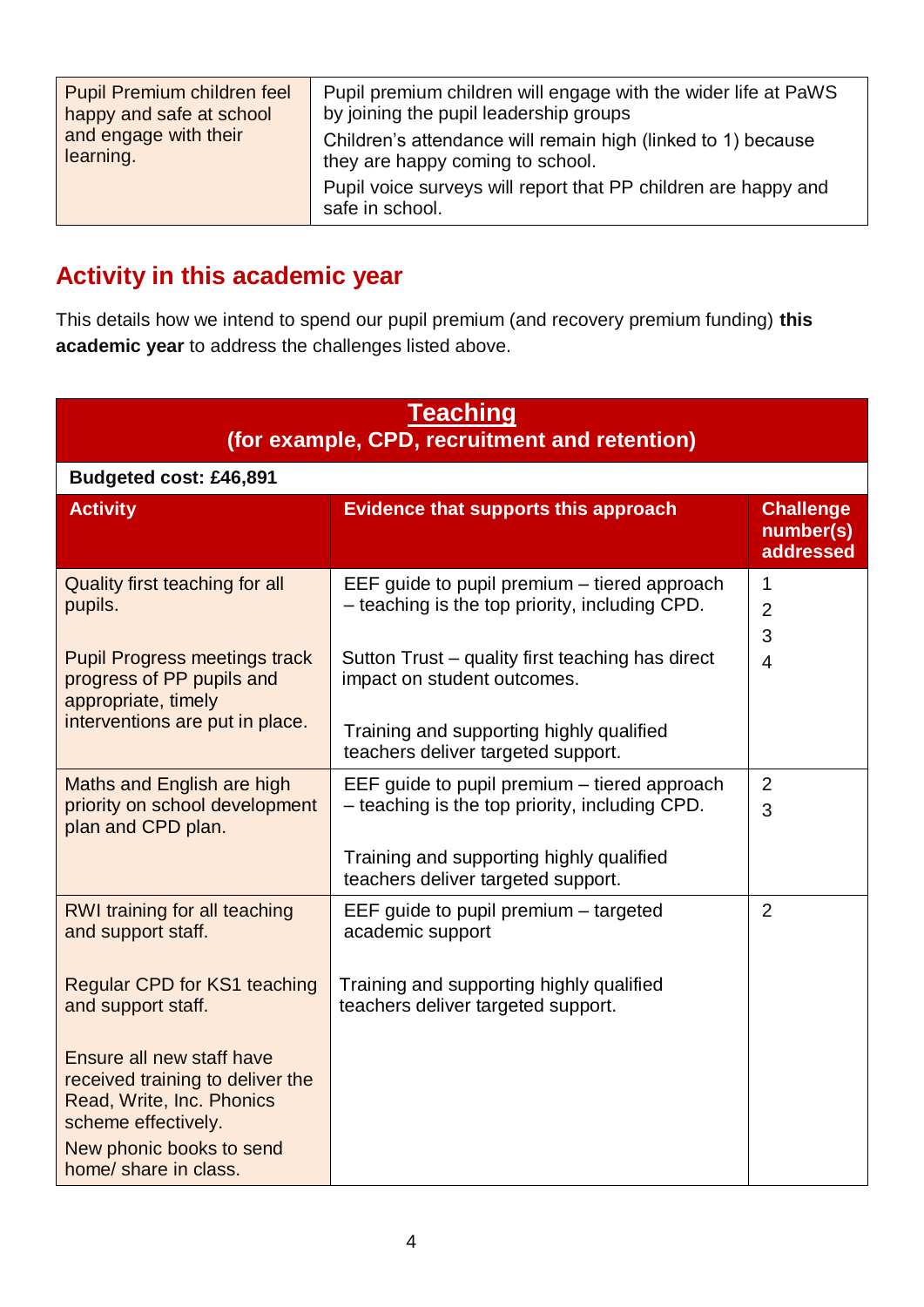| Pupil Premium children feel happy and safe at school and engage with their learning. | Pupil premium children will engage with the wider life at PaWS by joining the pupil leadership groups<br>Children's attendance will remain high (linked to 1) because they are happy coming to school.<br>Pupil voice surveys will report that PP children are happy and safe in school. |
|---|---|

## Activity in this academic year

This details how we intend to spend our pupil premium (and recovery premium funding) **this academic year** to address the challenges listed above.

### Teaching
### (for example, CPD, recruitment and retention)

**Budgeted cost: £46,891**

| Activity | Evidence that supports this approach | Challenge number(s) addressed |
|---|---|---|
| Quality first teaching for all pupils.<br><br>Pupil Progress meetings track progress of PP pupils and appropriate, timely interventions are put in place. | EEF guide to pupil premium – tiered approach – teaching is the top priority, including CPD.<br><br>Sutton Trust – quality first teaching has direct impact on student outcomes.<br><br>Training and supporting highly qualified teachers deliver targeted support. | 1<br>2<br>3<br>4 |
| Maths and English are high priority on school development plan and CPD plan. | EEF guide to pupil premium – tiered approach – teaching is the top priority, including CPD.<br><br>Training and supporting highly qualified teachers deliver targeted support. | 2<br>3 |
| RWI training for all teaching and support staff.<br><br>Regular CPD for KS1 teaching and support staff.<br><br>Ensure all new staff have received training to deliver the Read, Write, Inc. Phonics scheme effectively.<br>New phonic books to send home/ share in class. | EEF guide to pupil premium – targeted academic support<br><br>Training and supporting highly qualified teachers deliver targeted support. | 2 |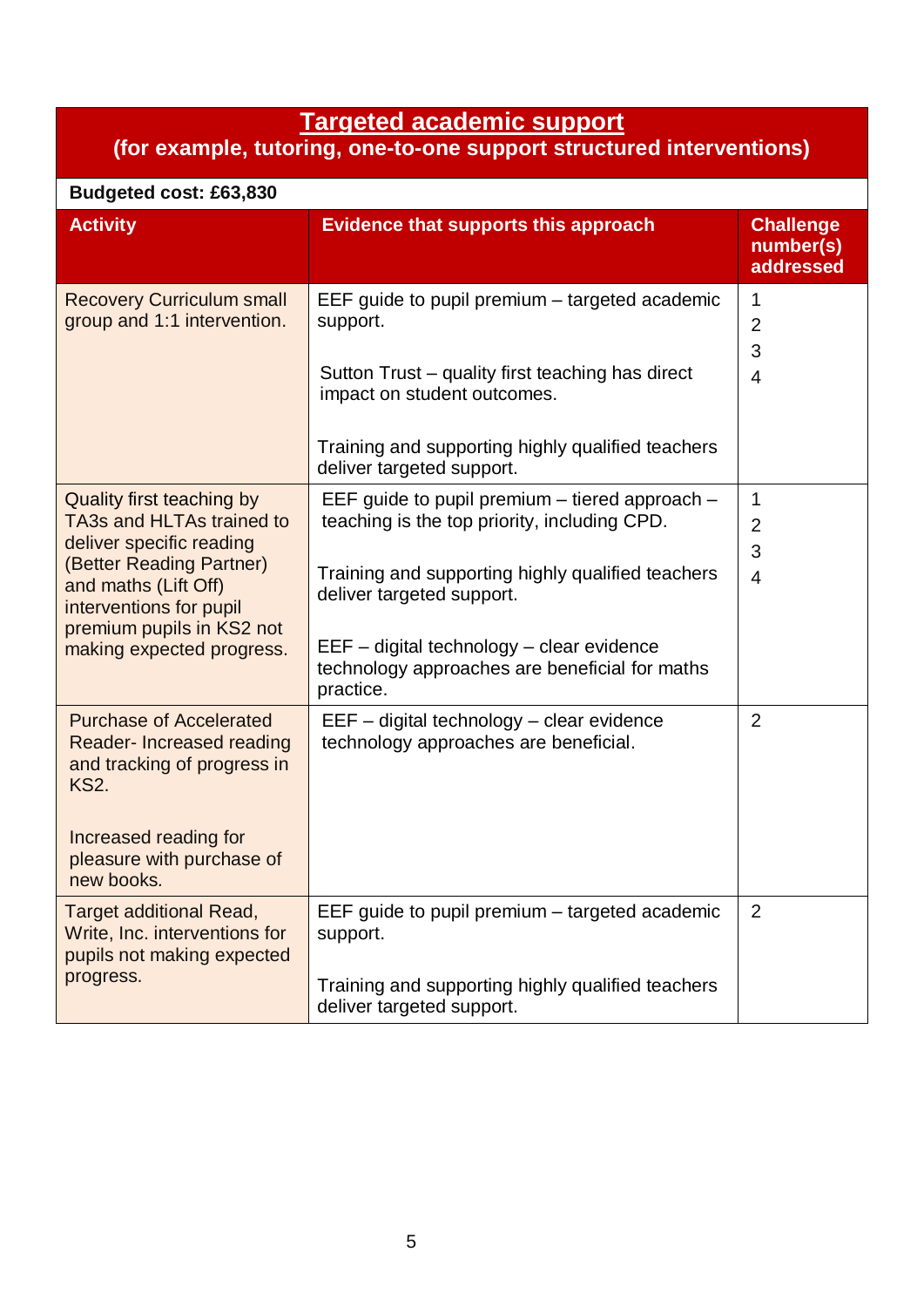## Targeted academic support
### (for example, tutoring, one-to-one support structured interventions)

**Budgeted cost: £63,830**

| Activity | Evidence that supports this approach | Challenge number(s) addressed |
|---|---|---|
| Recovery Curriculum small group and 1:1 intervention. | EEF guide to pupil premium – targeted academic support.<br><br>Sutton Trust – quality first teaching has direct impact on student outcomes.<br><br>Training and supporting highly qualified teachers deliver targeted support. | 1<br>2<br>3<br>4 |
| Quality first teaching by TA3s and HLTAs trained to deliver specific reading (Better Reading Partner) and maths (Lift Off) interventions for pupil premium pupils in KS2 not making expected progress. | EEF guide to pupil premium – tiered approach – teaching is the top priority, including CPD.<br><br>Training and supporting highly qualified teachers deliver targeted support.<br><br>EEF – digital technology – clear evidence technology approaches are beneficial for maths practice. | 1<br>2<br>3<br>4 |
| Purchase of Accelerated Reader- Increased reading and tracking of progress in KS2.<br><br>Increased reading for pleasure with purchase of new books. | EEF – digital technology – clear evidence technology approaches are beneficial. | 2 |
| Target additional Read, Write, Inc. interventions for pupils not making expected progress. | EEF guide to pupil premium – targeted academic support.<br><br>Training and supporting highly qualified teachers deliver targeted support. | 2 |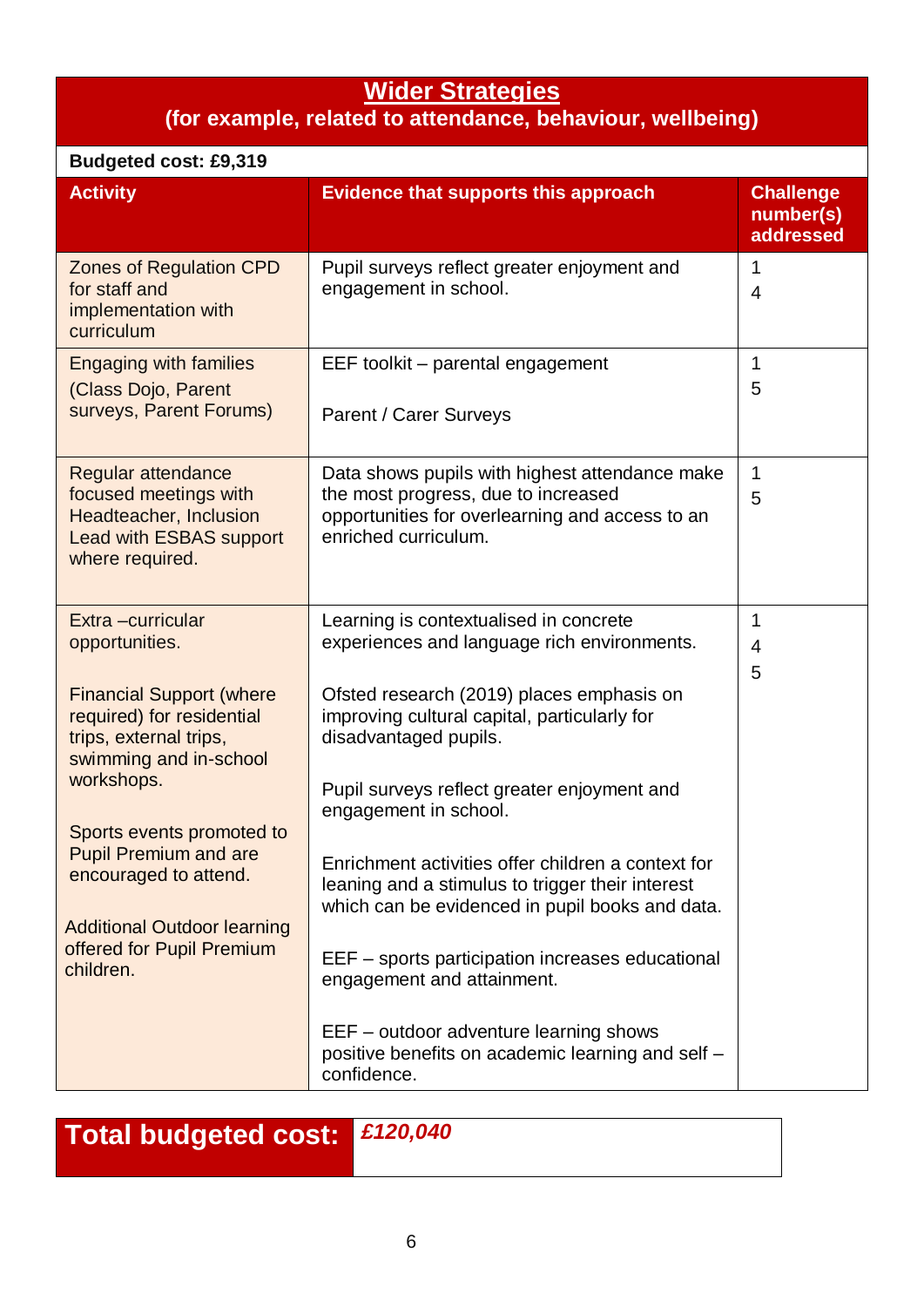## Wider Strategies

**(for example, related to attendance, behaviour, wellbeing)**

**Budgeted cost: £9,319**

| Activity | Evidence that supports this approach | Challenge number(s) addressed |
|---|---|---|
| Zones of Regulation CPD for staff and implementation with curriculum | Pupil surveys reflect greater enjoyment and engagement in school. | 1<br>4 |
| Engaging with families (Class Dojo, Parent surveys, Parent Forums) | EEF toolkit – parental engagement<br><br>Parent / Carer Surveys | 1<br>5 |
| Regular attendance focused meetings with Headteacher, Inclusion Lead with ESBAS support where required. | Data shows pupils with highest attendance make the most progress, due to increased opportunities for overlearning and access to an enriched curriculum. | 1<br>5 |
| Extra –curricular opportunities.<br><br>Financial Support (where required) for residential trips, external trips, swimming and in-school workshops.<br><br>Sports events promoted to Pupil Premium and are encouraged to attend.<br><br>Additional Outdoor learning offered for Pupil Premium children. | Learning is contextualised in concrete experiences and language rich environments.<br><br>Ofsted research (2019) places emphasis on improving cultural capital, particularly for disadvantaged pupils.<br><br>Pupil surveys reflect greater enjoyment and engagement in school.<br><br>Enrichment activities offer children a context for leaning and a stimulus to trigger their interest which can be evidenced in pupil books and data.<br><br>EEF – sports participation increases educational engagement and attainment.<br><br>EEF – outdoor adventure learning shows positive benefits on academic learning and self – confidence. | 1<br>4<br>5 |

| Total budgeted cost: | *£120,040* |
|---|---|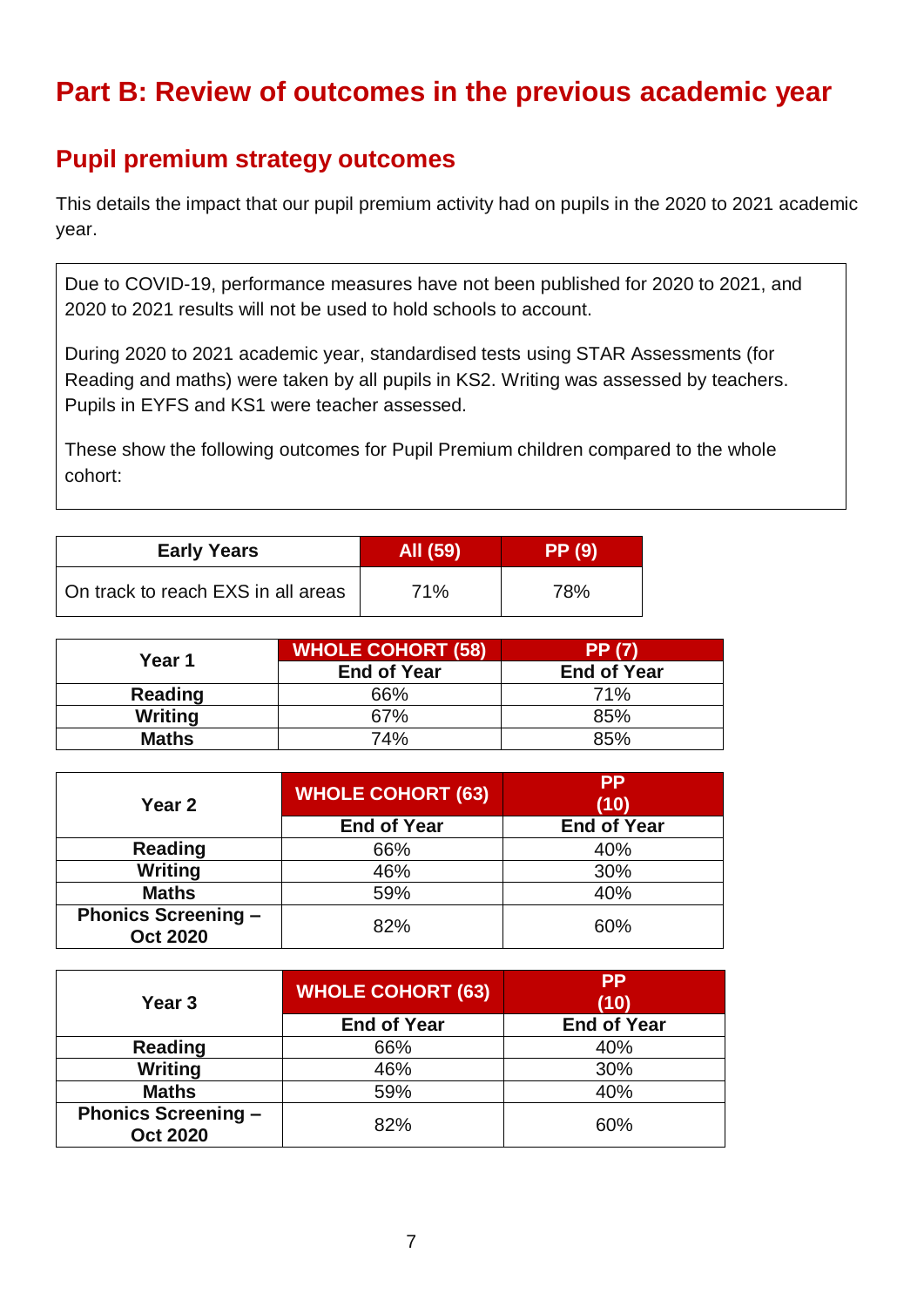# Part B: Review of outcomes in the previous academic year

## Pupil premium strategy outcomes

This details the impact that our pupil premium activity had on pupils in the 2020 to 2021 academic year.

Due to COVID-19, performance measures have not been published for 2020 to 2021, and 2020 to 2021 results will not be used to hold schools to account.

During 2020 to 2021 academic year, standardised tests using STAR Assessments (for Reading and maths) were taken by all pupils in KS2. Writing was assessed by teachers. Pupils in EYFS and KS1 were teacher assessed.

These show the following outcomes for Pupil Premium children compared to the whole cohort:

| Early Years | All (59) | PP (9) |
|---|---|---|
| On track to reach EXS in all areas | 71% | 78% |

| Year 1 | WHOLE COHORT (58) | PP (7) |
|---|---|---|
| | End of Year | End of Year |
| Reading | 66% | 71% |
| Writing | 67% | 85% |
| Maths | 74% | 85% |

| Year 2 | WHOLE COHORT (63) | PP (10) |
|---|---|---|
| | End of Year | End of Year |
| Reading | 66% | 40% |
| Writing | 46% | 30% |
| Maths | 59% | 40% |
| Phonics Screening – Oct 2020 | 82% | 60% |

| Year 3 | WHOLE COHORT (63) | PP (10) |
|---|---|---|
| | End of Year | End of Year |
| Reading | 66% | 40% |
| Writing | 46% | 30% |
| Maths | 59% | 40% |
| Phonics Screening – Oct 2020 | 82% | 60% |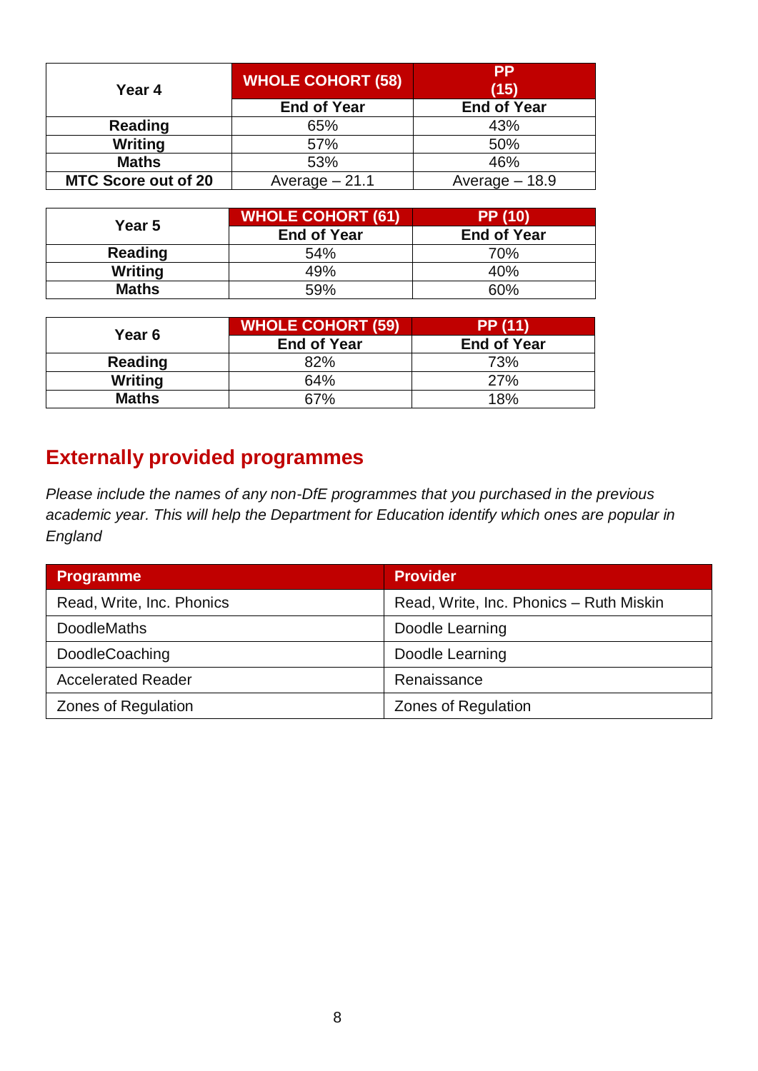| Year 4 | WHOLE COHORT (58) | PP (15) |
| --- | --- | --- |
| | End of Year | End of Year |
| Reading | 65% | 43% |
| Writing | 57% | 50% |
| Maths | 53% | 46% |
| MTC Score out of 20 | Average – 21.1 | Average – 18.9 |

| Year 5 | WHOLE COHORT (61) | PP (10) |
| --- | --- | --- |
| | End of Year | End of Year |
| Reading | 54% | 70% |
| Writing | 49% | 40% |
| Maths | 59% | 60% |

| Year 6 | WHOLE COHORT (59) | PP (11) |
| --- | --- | --- |
| | End of Year | End of Year |
| Reading | 82% | 73% |
| Writing | 64% | 27% |
| Maths | 67% | 18% |

## Externally provided programmes

*Please include the names of any non-DfE programmes that you purchased in the previous academic year. This will help the Department for Education identify which ones are popular in England*

| Programme | Provider |
| --- | --- |
| Read, Write, Inc. Phonics | Read, Write, Inc. Phonics – Ruth Miskin |
| DoodleMaths | Doodle Learning |
| DoodleCoaching | Doodle Learning |
| Accelerated Reader | Renaissance |
| Zones of Regulation | Zones of Regulation |